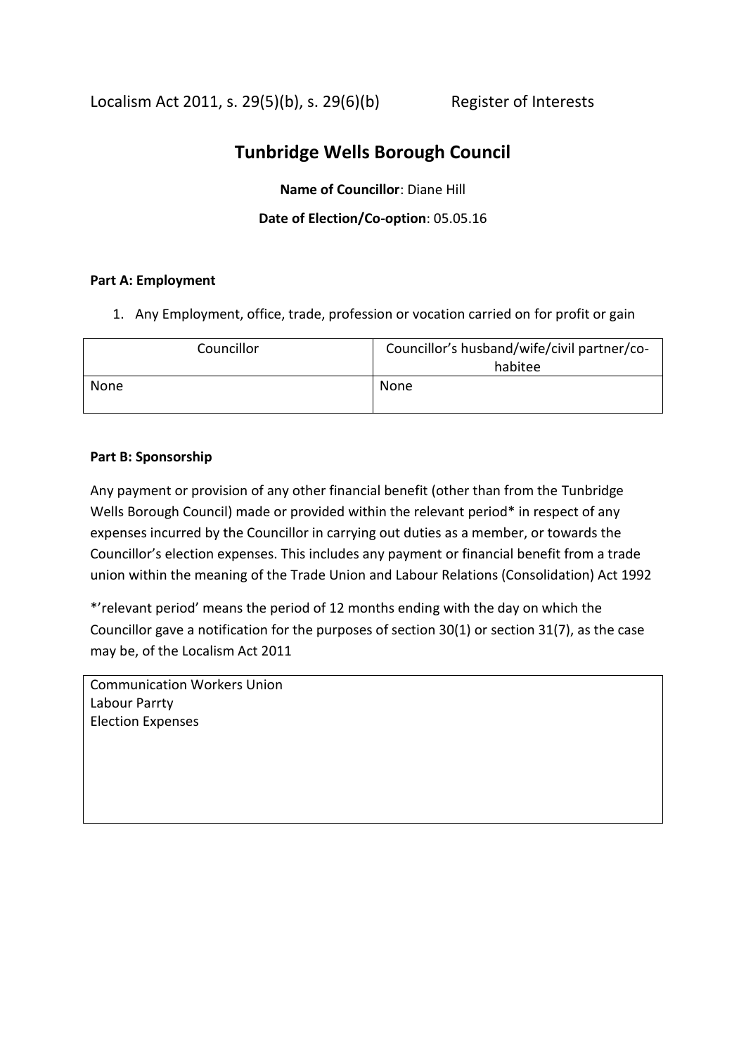Localism Act 2011, s. 29(5)(b), s. 29(6)(b) Register of Interests

# Tunbridge Wells Borough Council

**Name of Councillor**: Diane Hill

**Date of Election/Co-option**: 05.05.16

**Part A: Employment**

1. Any Employment, office, trade, profession or vocation carried on for profit or gain

| Councillor | Councillor's husband/wife/civil partner/co-habitee |
|---|---|
| None | None |

**Part B: Sponsorship**

Any payment or provision of any other financial benefit (other than from the Tunbridge Wells Borough Council) made or provided within the relevant period* in respect of any expenses incurred by the Councillor in carrying out duties as a member, or towards the Councillor's election expenses. This includes any payment or financial benefit from a trade union within the meaning of the Trade Union and Labour Relations (Consolidation) Act 1992

*'relevant period' means the period of 12 months ending with the day on which the Councillor gave a notification for the purposes of section 30(1) or section 31(7), as the case may be, of the Localism Act 2011

| |
|---|
| Communication Workers Union<br>Labour Parrty<br>Election Expenses |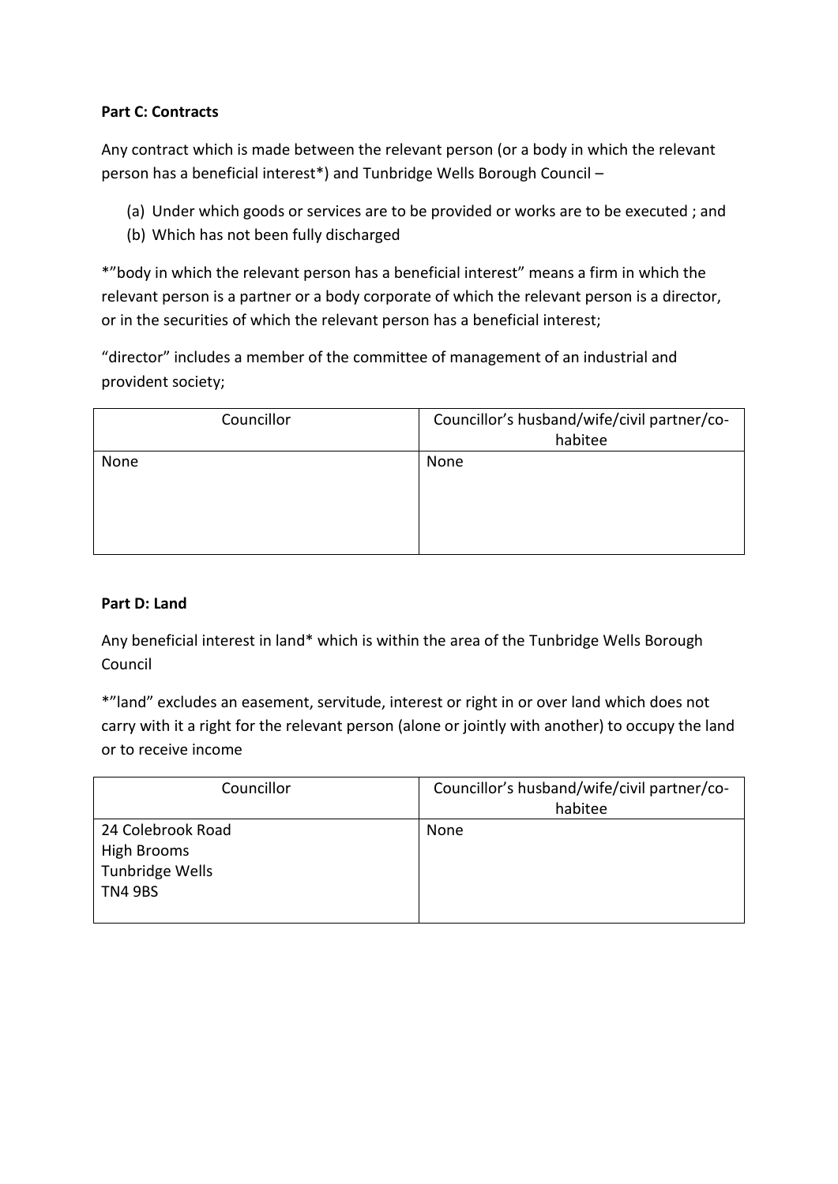**Part C: Contracts**

Any contract which is made between the relevant person (or a body in which the relevant person has a beneficial interest*) and Tunbridge Wells Borough Council –

(a) Under which goods or services are to be provided or works are to be executed ; and
(b) Which has not been fully discharged

*"body in which the relevant person has a beneficial interest" means a firm in which the relevant person is a partner or a body corporate of which the relevant person is a director, or in the securities of which the relevant person has a beneficial interest;

"director" includes a member of the committee of management of an industrial and provident society;

| Councillor | Councillor's husband/wife/civil partner/co-habitee |
|---|---|
| None | None |

**Part D: Land**

Any beneficial interest in land* which is within the area of the Tunbridge Wells Borough Council

*"land" excludes an easement, servitude, interest or right in or over land which does not carry with it a right for the relevant person (alone or jointly with another) to occupy the land or to receive income

| Councillor | Councillor's husband/wife/civil partner/co-habitee |
|---|---|
| 24 Colebrook Road<br>High Brooms<br>Tunbridge Wells<br>TN4 9BS | None |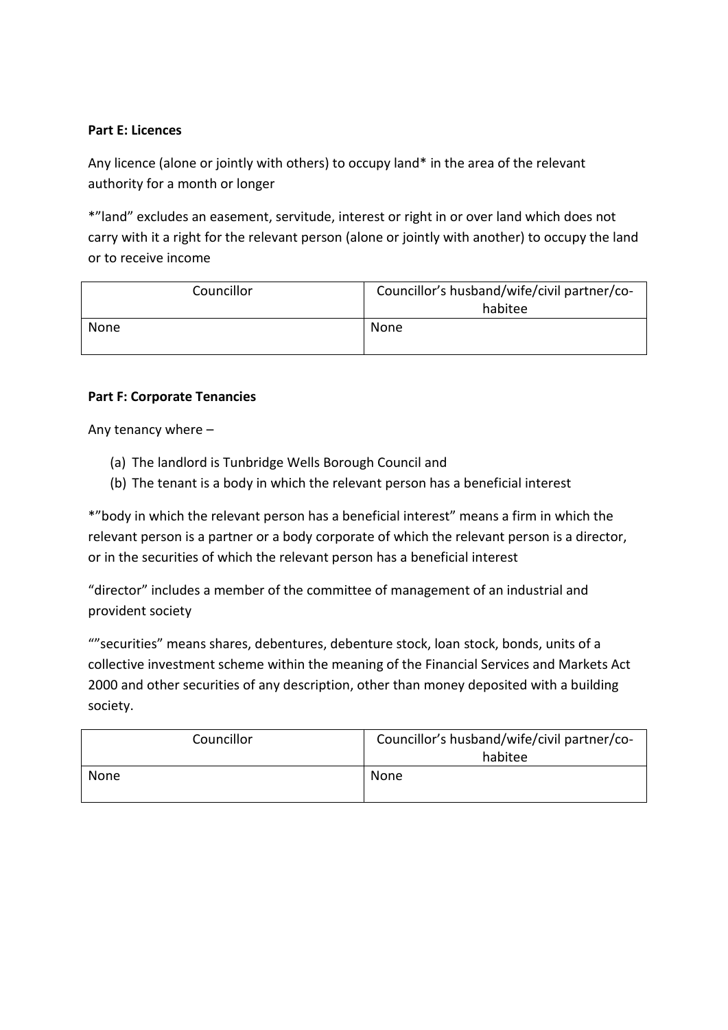**Part E: Licences**

Any licence (alone or jointly with others) to occupy land* in the area of the relevant authority for a month or longer

*"land" excludes an easement, servitude, interest or right in or over land which does not carry with it a right for the relevant person (alone or jointly with another) to occupy the land or to receive income

| Councillor | Councillor's husband/wife/civil partner/co-habitee |
| --- | --- |
| None | None |

**Part F: Corporate Tenancies**

Any tenancy where –

(a) The landlord is Tunbridge Wells Borough Council and
(b) The tenant is a body in which the relevant person has a beneficial interest

*"body in which the relevant person has a beneficial interest" means a firm in which the relevant person is a partner or a body corporate of which the relevant person is a director, or in the securities of which the relevant person has a beneficial interest

"director" includes a member of the committee of management of an industrial and provident society

""securities" means shares, debentures, debenture stock, loan stock, bonds, units of a collective investment scheme within the meaning of the Financial Services and Markets Act 2000 and other securities of any description, other than money deposited with a building society.

| Councillor | Councillor's husband/wife/civil partner/co-habitee |
| --- | --- |
| None | None |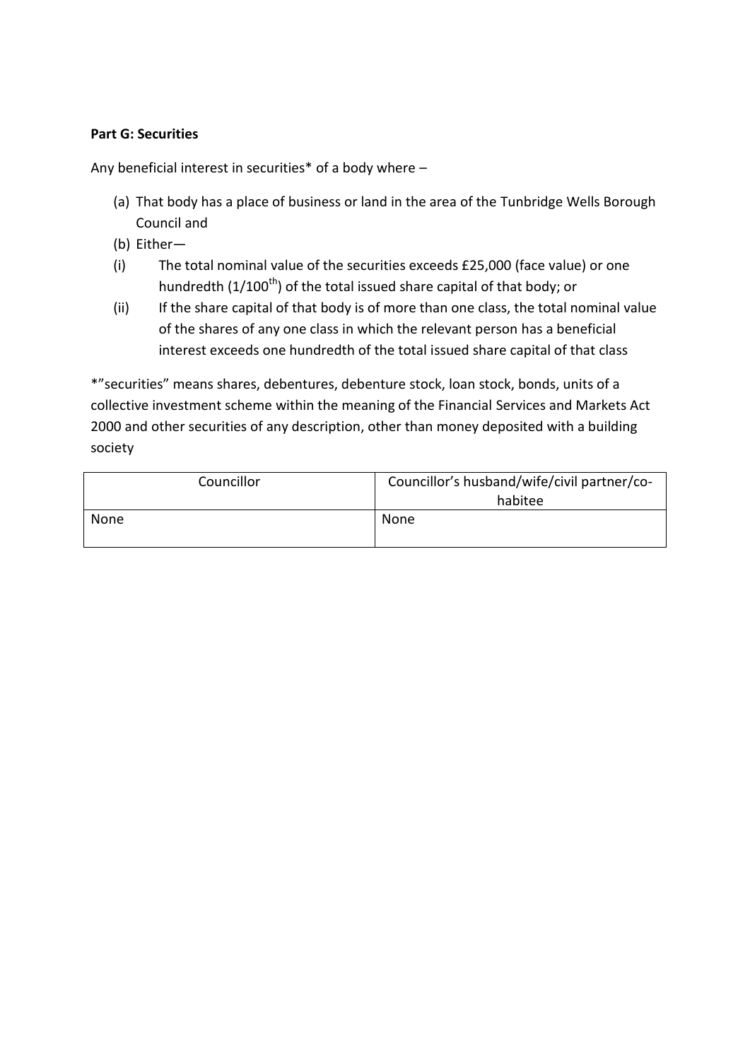**Part G: Securities**

Any beneficial interest in securities* of a body where –

(a) That body has a place of business or land in the area of the Tunbridge Wells Borough Council and

(b) Either—

(i) The total nominal value of the securities exceeds £25,000 (face value) or one hundredth (1/100th) of the total issued share capital of that body; or

(ii) If the share capital of that body is of more than one class, the total nominal value of the shares of any one class in which the relevant person has a beneficial interest exceeds one hundredth of the total issued share capital of that class

*"securities" means shares, debentures, debenture stock, loan stock, bonds, units of a collective investment scheme within the meaning of the Financial Services and Markets Act 2000 and other securities of any description, other than money deposited with a building society

| Councillor | Councillor's husband/wife/civil partner/co-habitee |
|---|---|
| None | None |